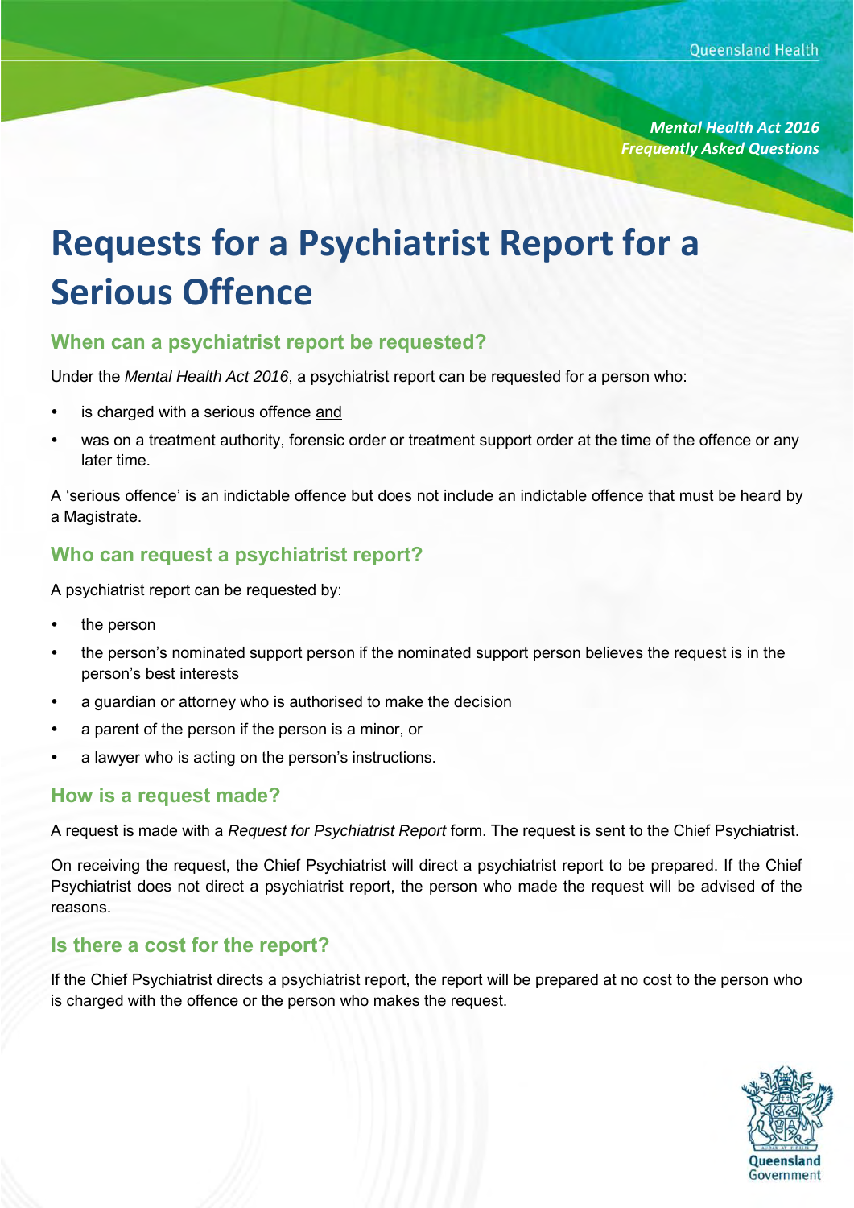*Mental Health Act 2016*
*Frequently Asked Questions*

# Requests for a Psychiatrist Report for a Serious Offence

## When can a psychiatrist report be requested?

Under the *Mental Health Act 2016*, a psychiatrist report can be requested for a person who:

- is charged with a serious offence <u>and</u>
- was on a treatment authority, forensic order or treatment support order at the time of the offence or any later time.

A 'serious offence' is an indictable offence but does not include an indictable offence that must be heard by a Magistrate.

## Who can request a psychiatrist report?

A psychiatrist report can be requested by:

- the person
- the person's nominated support person if the nominated support person believes the request is in the person's best interests
- a guardian or attorney who is authorised to make the decision
- a parent of the person if the person is a minor, or
- a lawyer who is acting on the person's instructions.

## How is a request made?

A request is made with a *Request for Psychiatrist Report* form. The request is sent to the Chief Psychiatrist.

On receiving the request, the Chief Psychiatrist will direct a psychiatrist report to be prepared. If the Chief Psychiatrist does not direct a psychiatrist report, the person who made the request will be advised of the reasons.

## Is there a cost for the report?

If the Chief Psychiatrist directs a psychiatrist report, the report will be prepared at no cost to the person who is charged with the offence or the person who makes the request.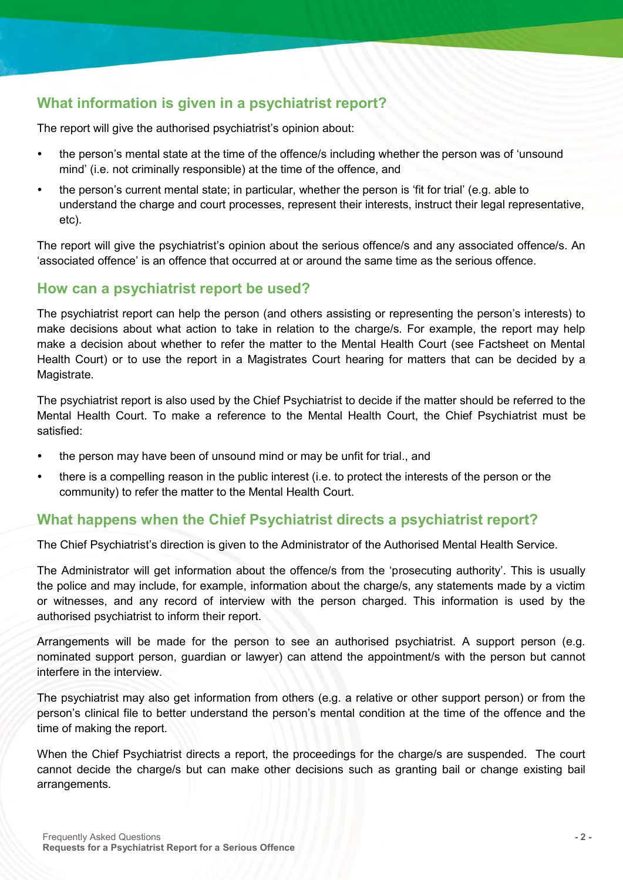## What information is given in a psychiatrist report?

The report will give the authorised psychiatrist's opinion about:

- the person's mental state at the time of the offence/s including whether the person was of 'unsound mind' (i.e. not criminally responsible) at the time of the offence, and
- the person's current mental state; in particular, whether the person is 'fit for trial' (e.g. able to understand the charge and court processes, represent their interests, instruct their legal representative, etc).

The report will give the psychiatrist's opinion about the serious offence/s and any associated offence/s. An 'associated offence' is an offence that occurred at or around the same time as the serious offence.

## How can a psychiatrist report be used?

The psychiatrist report can help the person (and others assisting or representing the person's interests) to make decisions about what action to take in relation to the charge/s. For example, the report may help make a decision about whether to refer the matter to the Mental Health Court (see Factsheet on Mental Health Court) or to use the report in a Magistrates Court hearing for matters that can be decided by a Magistrate.

The psychiatrist report is also used by the Chief Psychiatrist to decide if the matter should be referred to the Mental Health Court. To make a reference to the Mental Health Court, the Chief Psychiatrist must be satisfied:

- the person may have been of unsound mind or may be unfit for trial., and
- there is a compelling reason in the public interest (i.e. to protect the interests of the person or the community) to refer the matter to the Mental Health Court.

## What happens when the Chief Psychiatrist directs a psychiatrist report?

The Chief Psychiatrist's direction is given to the Administrator of the Authorised Mental Health Service.

The Administrator will get information about the offence/s from the 'prosecuting authority'. This is usually the police and may include, for example, information about the charge/s, any statements made by a victim or witnesses, and any record of interview with the person charged. This information is used by the authorised psychiatrist to inform their report.

Arrangements will be made for the person to see an authorised psychiatrist. A support person (e.g. nominated support person, guardian or lawyer) can attend the appointment/s with the person but cannot interfere in the interview.

The psychiatrist may also get information from others (e.g. a relative or other support person) or from the person's clinical file to better understand the person's mental condition at the time of the offence and the time of making the report.

When the Chief Psychiatrist directs a report, the proceedings for the charge/s are suspended. The court cannot decide the charge/s but can make other decisions such as granting bail or change existing bail arrangements.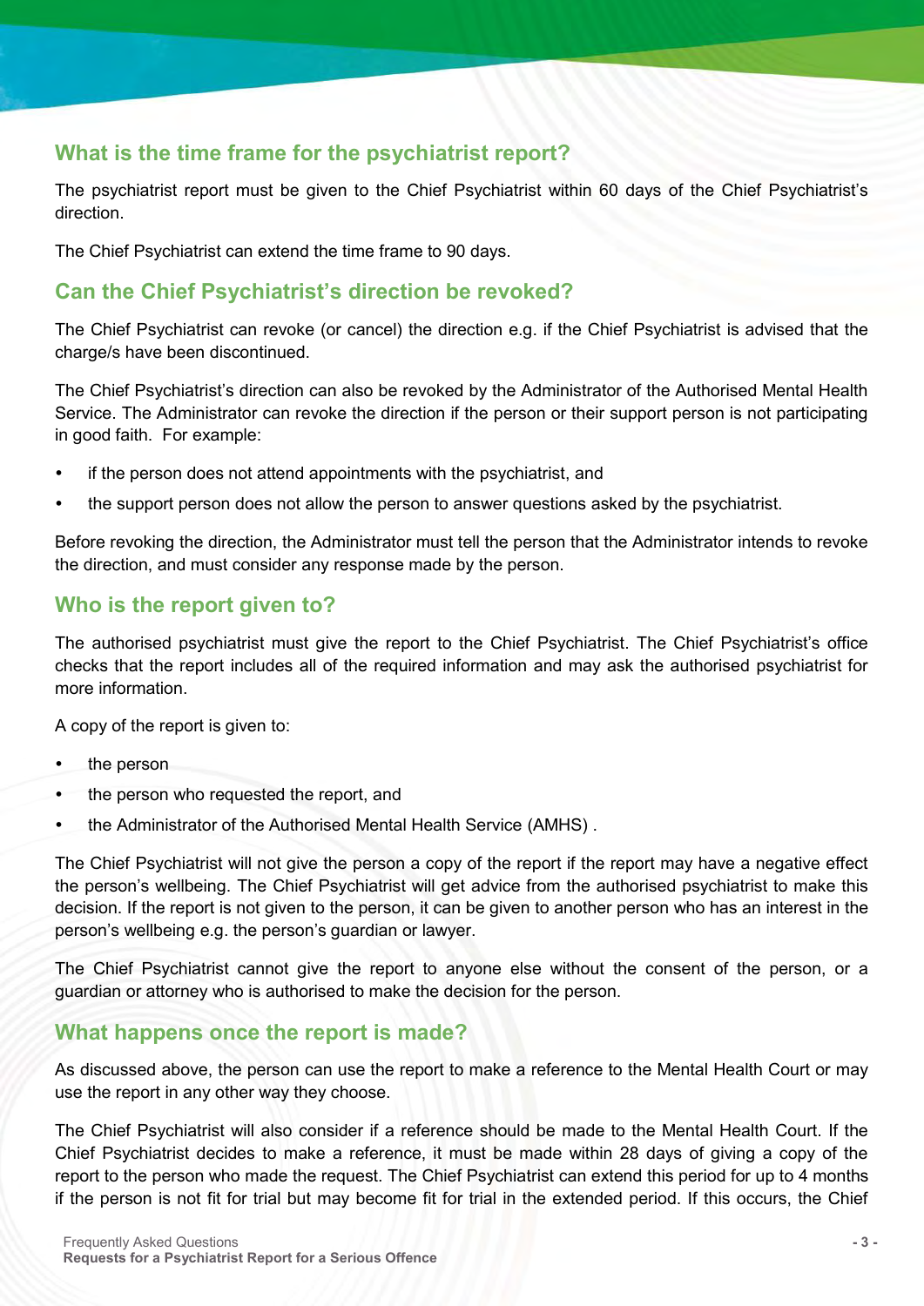## What is the time frame for the psychiatrist report?

The psychiatrist report must be given to the Chief Psychiatrist within 60 days of the Chief Psychiatrist's direction.

The Chief Psychiatrist can extend the time frame to 90 days.

## Can the Chief Psychiatrist's direction be revoked?

The Chief Psychiatrist can revoke (or cancel) the direction e.g. if the Chief Psychiatrist is advised that the charge/s have been discontinued.

The Chief Psychiatrist's direction can also be revoked by the Administrator of the Authorised Mental Health Service. The Administrator can revoke the direction if the person or their support person is not participating in good faith. For example:

- if the person does not attend appointments with the psychiatrist, and
- the support person does not allow the person to answer questions asked by the psychiatrist.

Before revoking the direction, the Administrator must tell the person that the Administrator intends to revoke the direction, and must consider any response made by the person.

## Who is the report given to?

The authorised psychiatrist must give the report to the Chief Psychiatrist. The Chief Psychiatrist's office checks that the report includes all of the required information and may ask the authorised psychiatrist for more information.

A copy of the report is given to:

- the person
- the person who requested the report, and
- the Administrator of the Authorised Mental Health Service (AMHS) .

The Chief Psychiatrist will not give the person a copy of the report if the report may have a negative effect the person's wellbeing. The Chief Psychiatrist will get advice from the authorised psychiatrist to make this decision. If the report is not given to the person, it can be given to another person who has an interest in the person's wellbeing e.g. the person's guardian or lawyer.

The Chief Psychiatrist cannot give the report to anyone else without the consent of the person, or a guardian or attorney who is authorised to make the decision for the person.

## What happens once the report is made?

As discussed above, the person can use the report to make a reference to the Mental Health Court or may use the report in any other way they choose.

The Chief Psychiatrist will also consider if a reference should be made to the Mental Health Court. If the Chief Psychiatrist decides to make a reference, it must be made within 28 days of giving a copy of the report to the person who made the request. The Chief Psychiatrist can extend this period for up to 4 months if the person is not fit for trial but may become fit for trial in the extended period. If this occurs, the Chief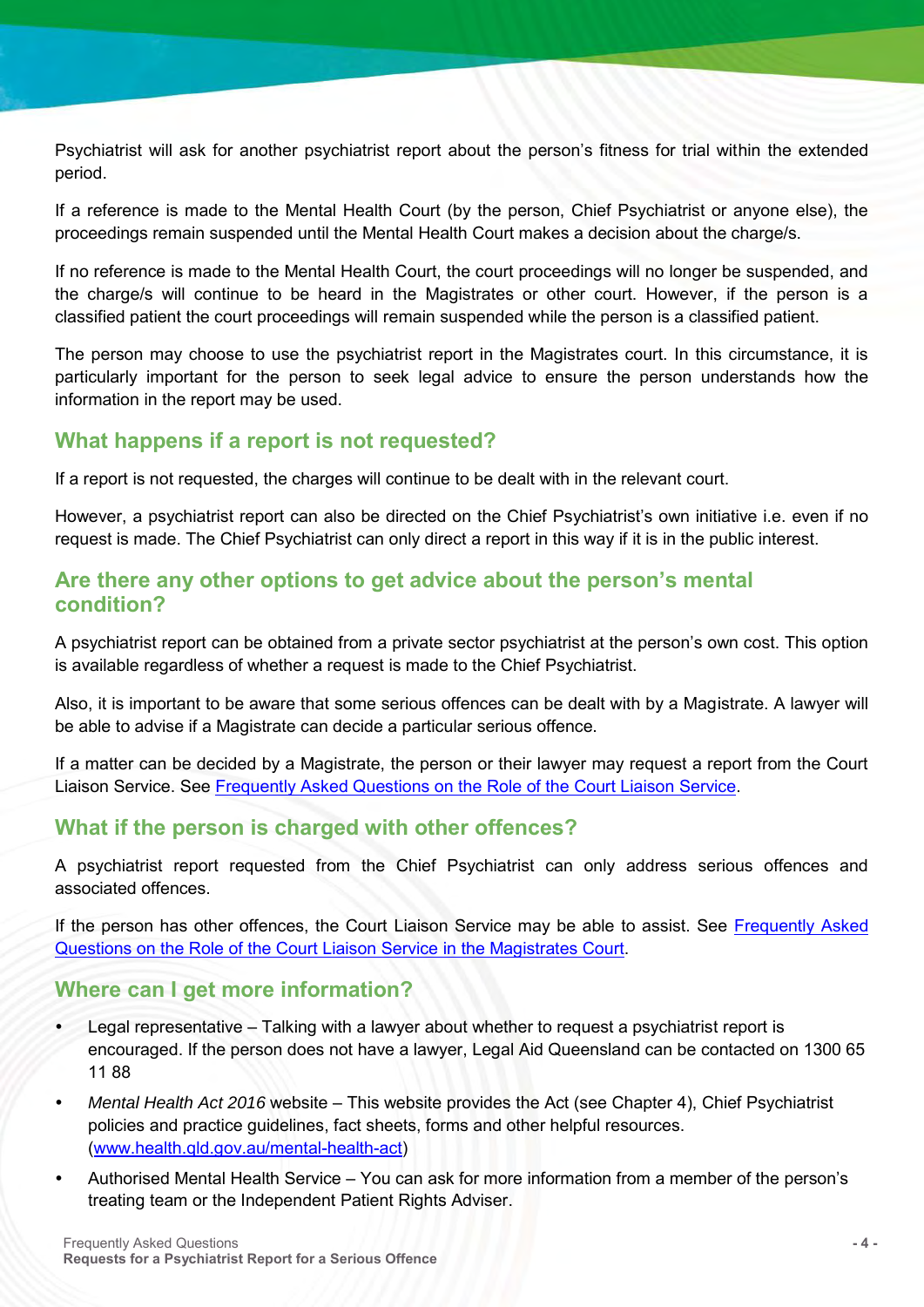Psychiatrist will ask for another psychiatrist report about the person's fitness for trial within the extended period.

If a reference is made to the Mental Health Court (by the person, Chief Psychiatrist or anyone else), the proceedings remain suspended until the Mental Health Court makes a decision about the charge/s.

If no reference is made to the Mental Health Court, the court proceedings will no longer be suspended, and the charge/s will continue to be heard in the Magistrates or other court. However, if the person is a classified patient the court proceedings will remain suspended while the person is a classified patient.

The person may choose to use the psychiatrist report in the Magistrates court. In this circumstance, it is particularly important for the person to seek legal advice to ensure the person understands how the information in the report may be used.

## What happens if a report is not requested?

If a report is not requested, the charges will continue to be dealt with in the relevant court.

However, a psychiatrist report can also be directed on the Chief Psychiatrist's own initiative i.e. even if no request is made. The Chief Psychiatrist can only direct a report in this way if it is in the public interest.

## Are there any other options to get advice about the person's mental condition?

A psychiatrist report can be obtained from a private sector psychiatrist at the person's own cost. This option is available regardless of whether a request is made to the Chief Psychiatrist.

Also, it is important to be aware that some serious offences can be dealt with by a Magistrate. A lawyer will be able to advise if a Magistrate can decide a particular serious offence.

If a matter can be decided by a Magistrate, the person or their lawyer may request a report from the Court Liaison Service. See [Frequently Asked Questions on the Role of the Court Liaison Service](#).

## What if the person is charged with other offences?

A psychiatrist report requested from the Chief Psychiatrist can only address serious offences and associated offences.

If the person has other offences, the Court Liaison Service may be able to assist. See [Frequently Asked Questions on the Role of the Court Liaison Service in the Magistrates Court](#).

## Where can I get more information?

- Legal representative – Talking with a lawyer about whether to request a psychiatrist report is encouraged. If the person does not have a lawyer, Legal Aid Queensland can be contacted on 1300 65 11 88
- *Mental Health Act 2016* website – This website provides the Act (see Chapter 4), Chief Psychiatrist policies and practice guidelines, fact sheets, forms and other helpful resources. ([www.health.qld.gov.au/mental-health-act](http://www.health.qld.gov.au/mental-health-act))
- Authorised Mental Health Service – You can ask for more information from a member of the person's treating team or the Independent Patient Rights Adviser.